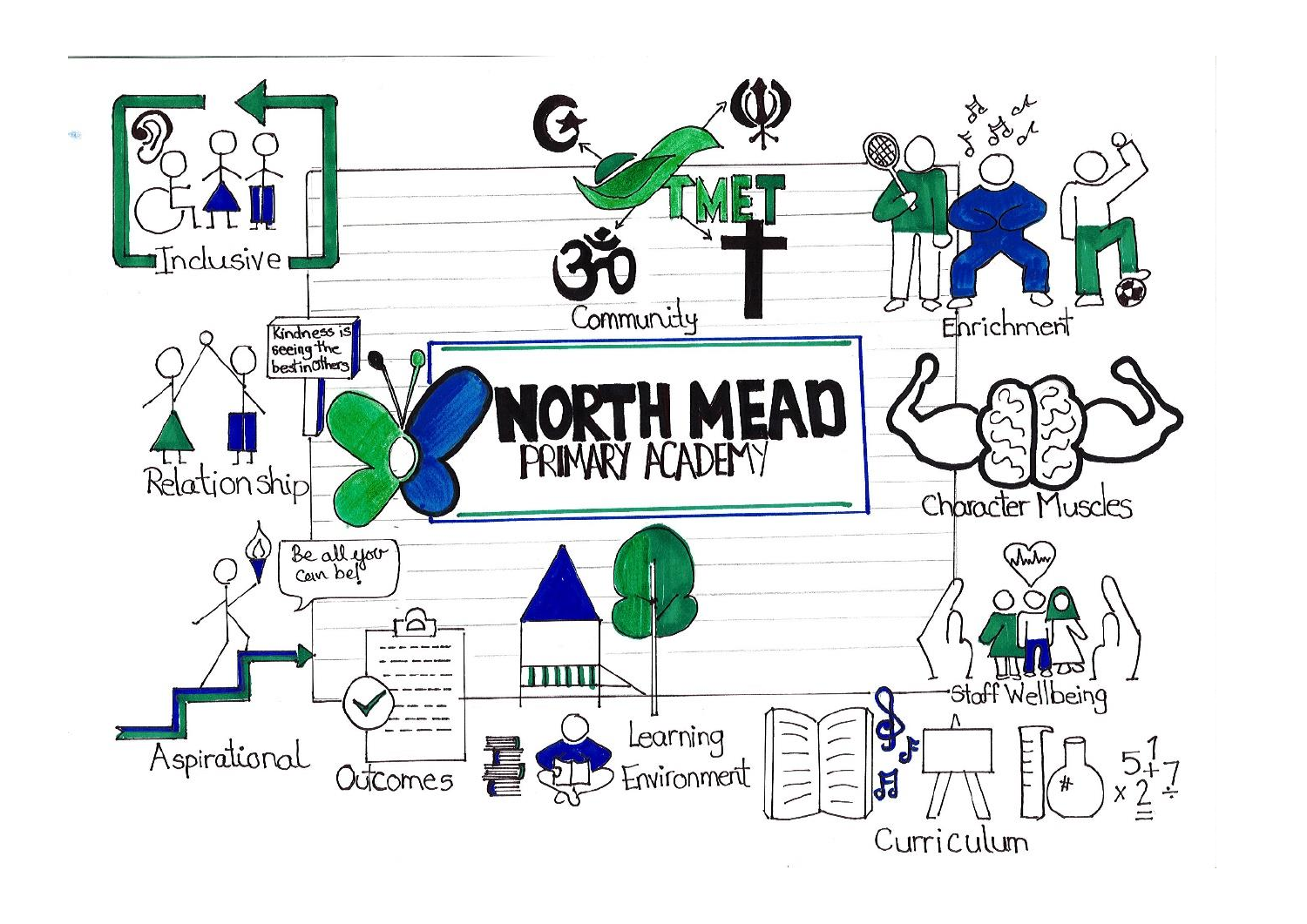# NORTH MEAD PRIMARY ACADEMY

Inclusive

TMET

Community

Enrichment

Kindness is seeing the best in others

Relationship

Character Muscles

Be all you can be!

Aspirational

Outcomes

Learning Environment

Staff Wellbeing

Curriculum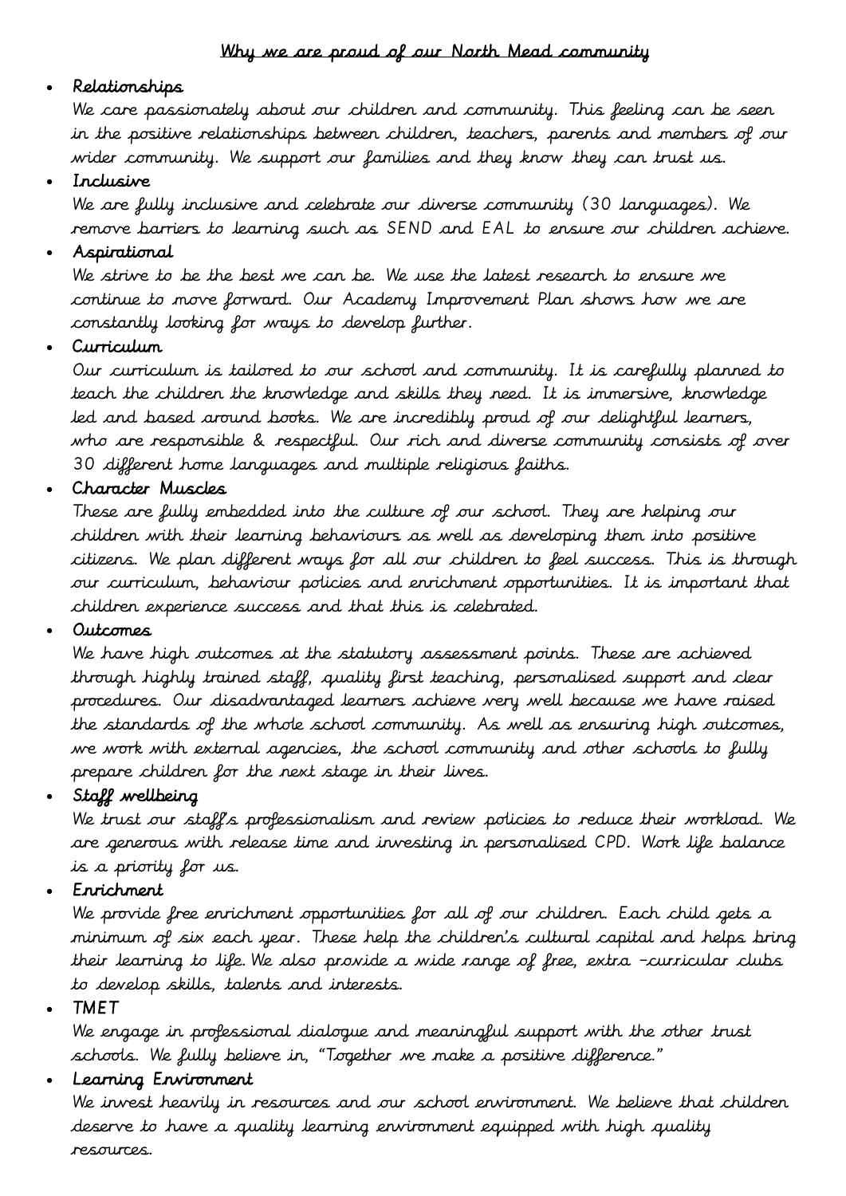## Why we are proud of our North Mead community

- **Relationships**
  We care passionately about our children and community. This feeling can be seen in the positive relationships between children, teachers, parents and members of our wider community. We support our families and they know they can trust us.
- **Inclusive**
  We are fully inclusive and celebrate our diverse community (30 languages). We remove barriers to learning such as SEND and EAL to ensure our children achieve.
- **Aspirational**
  We strive to be the best we can be. We use the latest research to ensure we continue to move forward. Our Academy Improvement Plan shows how we are constantly looking for ways to develop further.
- **Curriculum**
  Our curriculum is tailored to our school and community. It is carefully planned to teach the children the knowledge and skills they need. It is immersive, knowledge led and based around books. We are incredibly proud of our delightful learners, who are responsible & respectful. Our rich and diverse community consists of over 30 different home languages and multiple religious faiths.
- **Character Muscles**
  These are fully embedded into the culture of our school. They are helping our children with their learning behaviours as well as developing them into positive citizens. We plan different ways for all our children to feel success. This is through our curriculum, behaviour policies and enrichment opportunities. It is important that children experience success and that this is celebrated.
- **Outcomes**
  We have high outcomes at the statutory assessment points. These are achieved through highly trained staff, quality first teaching, personalised support and clear procedures. Our disadvantaged learners achieve very well because we have raised the standards of the whole school community. As well as ensuring high outcomes, we work with external agencies, the school community and other schools to fully prepare children for the next stage in their lives.
- **Staff wellbeing**
  We trust our staff's professionalism and review policies to reduce their workload. We are generous with release time and investing in personalised CPD. Work life balance is a priority for us.
- **Enrichment**
  We provide free enrichment opportunities for all of our children. Each child gets a minimum of six each year. These help the children's cultural capital and helps bring their learning to life. We also provide a wide range of free, extra -curricular clubs to develop skills, talents and interests.
- **TMET**
  We engage in professional dialogue and meaningful support with the other trust schools. We fully believe in, "Together we make a positive difference."
- **Learning Environment**
  We invest heavily in resources and our school environment. We believe that children deserve to have a quality learning environment equipped with high quality resources.